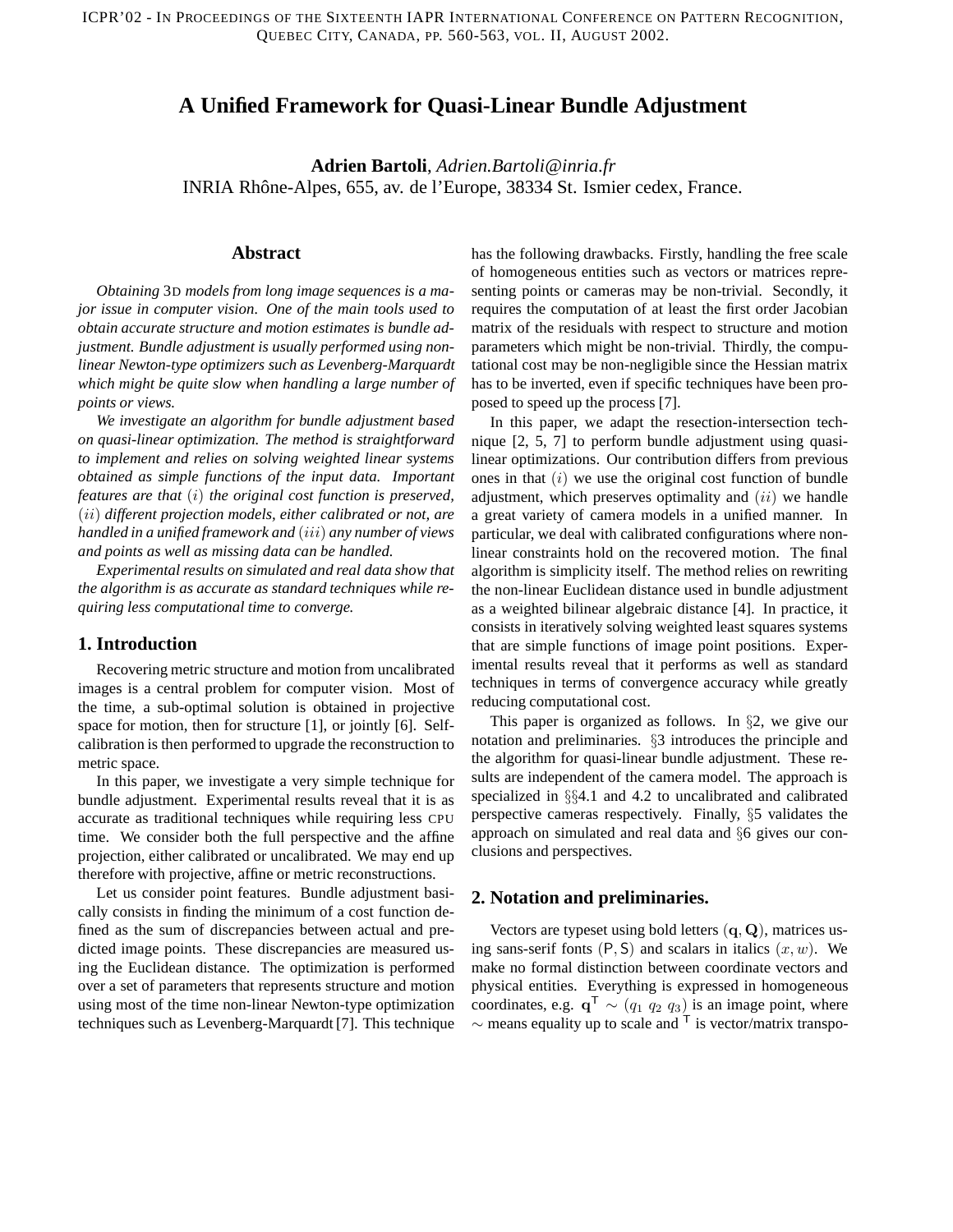# A Unified Framework for Quasi-Linear Bundle Adjustment

**Adrien Bartoli**, *Adrien.Bartoli@inria.fr*
INRIA Rhône-Alpes, 655, av. de l'Europe, 38334 St. Ismier cedex, France.

## Abstract

*Obtaining 3D models from long image sequences is a major issue in computer vision. One of the main tools used to obtain accurate structure and motion estimates is bundle adjustment. Bundle adjustment is usually performed using non-linear Newton-type optimizers such as Levenberg-Marquardt which might be quite slow when handling a large number of points or views.*

*We investigate an algorithm for bundle adjustment based on quasi-linear optimization. The method is straightforward to implement and relies on solving weighted linear systems obtained as simple functions of the input data. Important features are that $(i)$ the original cost function is preserved, $(ii)$ different projection models, either calibrated or not, are handled in a unified framework and $(iii)$ any number of views and points as well as missing data can be handled.*

*Experimental results on simulated and real data show that the algorithm is as accurate as standard techniques while requiring less computational time to converge.*

## 1. Introduction

Recovering metric structure and motion from uncalibrated images is a central problem for computer vision. Most of the time, a sub-optimal solution is obtained in projective space for motion, then for structure [1], or jointly [6]. Self-calibration is then performed to upgrade the reconstruction to metric space.

In this paper, we investigate a very simple technique for bundle adjustment. Experimental results reveal that it is as accurate as traditional techniques while requiring less CPU time. We consider both the full perspective and the affine projection, either calibrated or uncalibrated. We may end up therefore with projective, affine or metric reconstructions.

Let us consider point features. Bundle adjustment basically consists in finding the minimum of a cost function defined as the sum of discrepancies between actual and predicted image points. These discrepancies are measured using the Euclidean distance. The optimization is performed over a set of parameters that represents structure and motion using most of the time non-linear Newton-type optimization techniques such as Levenberg-Marquardt [7]. This technique has the following drawbacks. Firstly, handling the free scale of homogeneous entities such as vectors or matrices representing points or cameras may be non-trivial. Secondly, it requires the computation of at least the first order Jacobian matrix of the residuals with respect to structure and motion parameters which might be non-trivial. Thirdly, the computational cost may be non-negligible since the Hessian matrix has to be inverted, even if specific techniques have been proposed to speed up the process [7].

In this paper, we adapt the resection-intersection technique [2, 5, 7] to perform bundle adjustment using quasi-linear optimizations. Our contribution differs from previous ones in that $(i)$ we use the original cost function of bundle adjustment, which preserves optimality and $(ii)$ we handle a great variety of camera models in a unified manner. In particular, we deal with calibrated configurations where non-linear constraints hold on the recovered motion. The final algorithm is simplicity itself. The method relies on rewriting the non-linear Euclidean distance used in bundle adjustment as a weighted bilinear algebraic distance [4]. In practice, it consists in iteratively solving weighted least squares systems that are simple functions of image point positions. Experimental results reveal that it performs as well as standard techniques in terms of convergence accuracy while greatly reducing computational cost.

This paper is organized as follows. In §2, we give our notation and preliminaries. §3 introduces the principle and the algorithm for quasi-linear bundle adjustment. These results are independent of the camera model. The approach is specialized in §§4.1 and 4.2 to uncalibrated and calibrated perspective cameras respectively. Finally, §5 validates the approach on simulated and real data and §6 gives our conclusions and perspectives.

## 2. Notation and preliminaries.

Vectors are typeset using bold letters $(\mathbf{q}, \mathbf{Q})$, matrices using sans-serif fonts $(\mathsf{P}, \mathsf{S})$ and scalars in italics $(x, w)$. We make no formal distinction between coordinate vectors and physical entities. Everything is expressed in homogeneous coordinates, e.g. $\mathbf{q}^\mathsf{T} \sim (q_1 \ q_2 \ q_3)$ is an image point, where $\sim$ means equality up to scale and $^\mathsf{T}$ is vector/matrix transpo-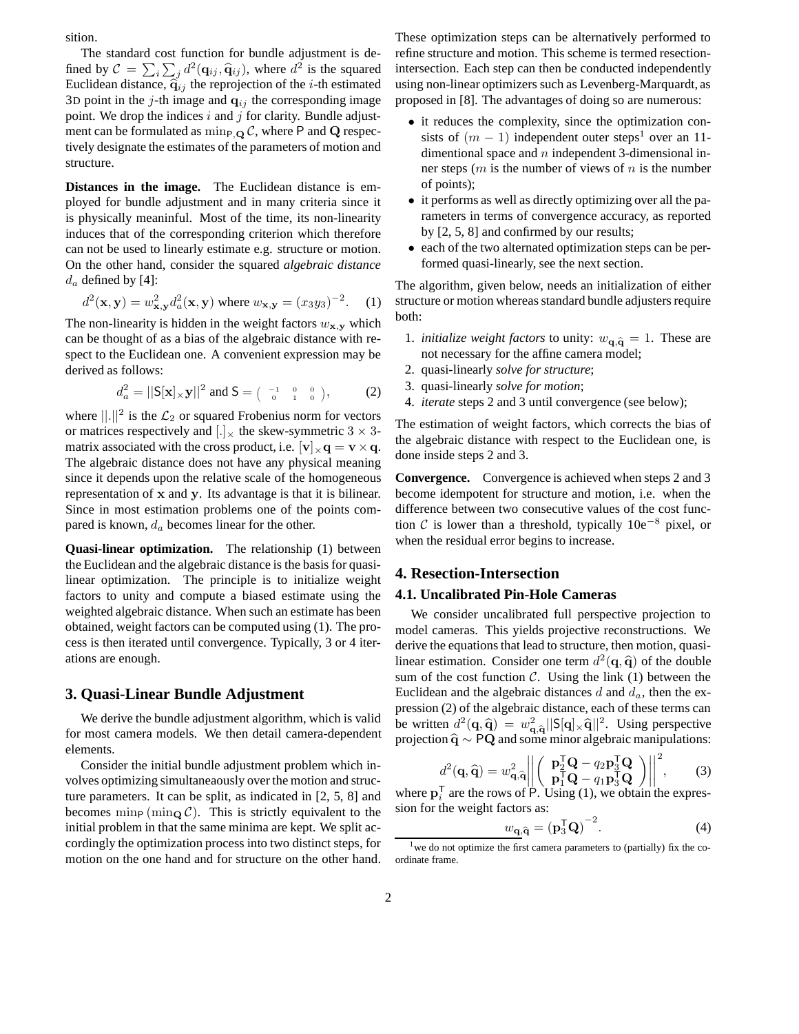sition.

The standard cost function for bundle adjustment is defined by $\mathcal{C} = \sum_i \sum_j d^2(\mathbf{q}_{ij}, \widehat{\mathbf{q}}_{ij})$, where $d^2$ is the squared Euclidean distance, $\widehat{\mathbf{q}}_{ij}$ the reprojection of the $i$-th estimated 3D point in the $j$-th image and $\mathbf{q}_{ij}$ the corresponding image point. We drop the indices $i$ and $j$ for clarity. Bundle adjustment can be formulated as $\min_{\mathsf{P},\mathbf{Q}} \mathcal{C}$, where $\mathsf{P}$ and $\mathbf{Q}$ respectively designate the estimates of the parameters of motion and structure.

**Distances in the image.** The Euclidean distance is employed for bundle adjustment and in many criteria since it is physically meaninful. Most of the time, its non-linearity induces that of the corresponding criterion which therefore can not be used to linearly estimate e.g. structure or motion. On the other hand, consider the squared *algebraic distance* $d_a$ defined by [4]:

$$d^2(\mathbf{x}, \mathbf{y}) = w^2_{\mathbf{x},\mathbf{y}} d^2_a(\mathbf{x}, \mathbf{y}) \text{ where } w_{\mathbf{x},\mathbf{y}} = (x_3 y_3)^{-2}. \quad (1)$$

The non-linearity is hidden in the weight factors $w_{\mathbf{x},\mathbf{y}}$ which can be thought of as a bias of the algebraic distance with respect to the Euclidean one. A convenient expression may be derived as follows:

$$d^2_a = ||\mathsf{S}[\mathbf{x}]_\times \mathbf{y}||^2 \text{ and } \mathsf{S} = \begin{pmatrix} -1 & 0 & 0 \\ 0 & 1 & 0 \end{pmatrix}, \quad (2)$$

where $||.||^2$ is the $\mathcal{L}_2$ or squared Frobenius norm for vectors or matrices respectively and $[.]_\times$ the skew-symmetric $3 \times 3$-matrix associated with the cross product, i.e. $[\mathbf{v}]_\times \mathbf{q} = \mathbf{v} \times \mathbf{q}$. The algebraic distance does not have any physical meaning since it depends upon the relative scale of the homogeneous representation of $\mathbf{x}$ and $\mathbf{y}$. Its advantage is that it is bilinear. Since in most estimation problems one of the points compared is known, $d_a$ becomes linear for the other.

**Quasi-linear optimization.** The relationship (1) between the Euclidean and the algebraic distance is the basis for quasi-linear optimization. The principle is to initialize weight factors to unity and compute a biased estimate using the weighted algebraic distance. When such an estimate has been obtained, weight factors can be computed using (1). The process is then iterated until convergence. Typically, 3 or 4 iterations are enough.

## 3. Quasi-Linear Bundle Adjustment

We derive the bundle adjustment algorithm, which is valid for most camera models. We then detail camera-dependent elements.

Consider the initial bundle adjustment problem which involves optimizing simultaneaously over the motion and structure parameters. It can be split, as indicated in [2, 5, 8] and becomes $\min_{\mathsf{P}} (\min_{\mathbf{Q}} \mathcal{C})$. This is strictly equivalent to the initial problem in that the same minima are kept. We split accordingly the optimization process into two distinct steps, for motion on the one hand and for structure on the other hand. These optimization steps can be alternatively performed to refine structure and motion. This scheme is termed resection-intersection. Each step can then be conducted independently using non-linear optimizers such as Levenberg-Marquardt, as proposed in [8]. The advantages of doing so are numerous:

- it reduces the complexity, since the optimization consists of $(m-1)$ independent outer steps[1] over an 11-dimentional space and $n$ independent 3-dimensional inner steps ($m$ is the number of views of $n$ is the number of points);
- it performs as well as directly optimizing over all the parameters in terms of convergence accuracy, as reported by [2, 5, 8] and confirmed by our results;
- each of the two alternated optimization steps can be performed quasi-linearly, see the next section.

The algorithm, given below, needs an initialization of either structure or motion whereas standard bundle adjusters require both:

1. *initialize weight factors* to unity: $w_{\mathbf{q},\widehat{\mathbf{q}}} = 1$. These are not necessary for the affine camera model;
2. quasi-linearly *solve for structure*;
3. quasi-linearly *solve for motion*;
4. *iterate* steps 2 and 3 until convergence (see below);

The estimation of weight factors, which corrects the bias of the algebraic distance with respect to the Euclidean one, is done inside steps 2 and 3.

**Convergence.** Convergence is achieved when steps 2 and 3 become idempotent for structure and motion, i.e. when the difference between two consecutive values of the cost function $\mathcal{C}$ is lower than a threshold, typically $10\mathrm{e}^{-8}$ pixel, or when the residual error begins to increase.

## 4. Resection-Intersection

### 4.1. Uncalibrated Pin-Hole Cameras

We consider uncalibrated full perspective projection to model cameras. This yields projective reconstructions. We derive the equations that lead to structure, then motion, quasi-linear estimation. Consider one term $d^2(\mathbf{q}, \widehat{\mathbf{q}})$ of the double sum of the cost function $\mathcal{C}$. Using the link (1) between the Euclidean and the algebraic distances $d$ and $d_a$, then the expression (2) of the algebraic distance, each of these terms can be written $d^2(\mathbf{q}, \widehat{\mathbf{q}}) = w^2_{\mathbf{q},\widehat{\mathbf{q}}} ||\mathsf{S}[\mathbf{q}]_\times \widehat{\mathbf{q}}||^2$. Using perspective projection $\widehat{\mathbf{q}} \sim \mathsf{P}\mathbf{Q}$ and some minor algebraic manipulations:

$$d^2(\mathbf{q}, \widehat{\mathbf{q}}) = w^2_{\mathbf{q},\widehat{\mathbf{q}}} \left|\left| \begin{pmatrix} \mathbf{p}_2^\mathsf{T}\mathbf{Q} - q_2 \mathbf{p}_3^\mathsf{T}\mathbf{Q} \\ \mathbf{p}_1^\mathsf{T}\mathbf{Q} - q_1 \mathbf{p}_3^\mathsf{T}\mathbf{Q} \end{pmatrix} \right|\right|^2, \quad (3)$$

where $\mathbf{p}_i^\mathsf{T}$ are the rows of $\mathsf{P}$. Using (1), we obtain the expression for the weight factors as:

$$w_{\mathbf{q},\widehat{\mathbf{q}}} = \left(\mathbf{p}_3^\mathsf{T}\mathbf{Q}\right)^{-2}. \quad (4)$$

[1] we do not optimize the first camera parameters to (partially) fix the coordinate frame.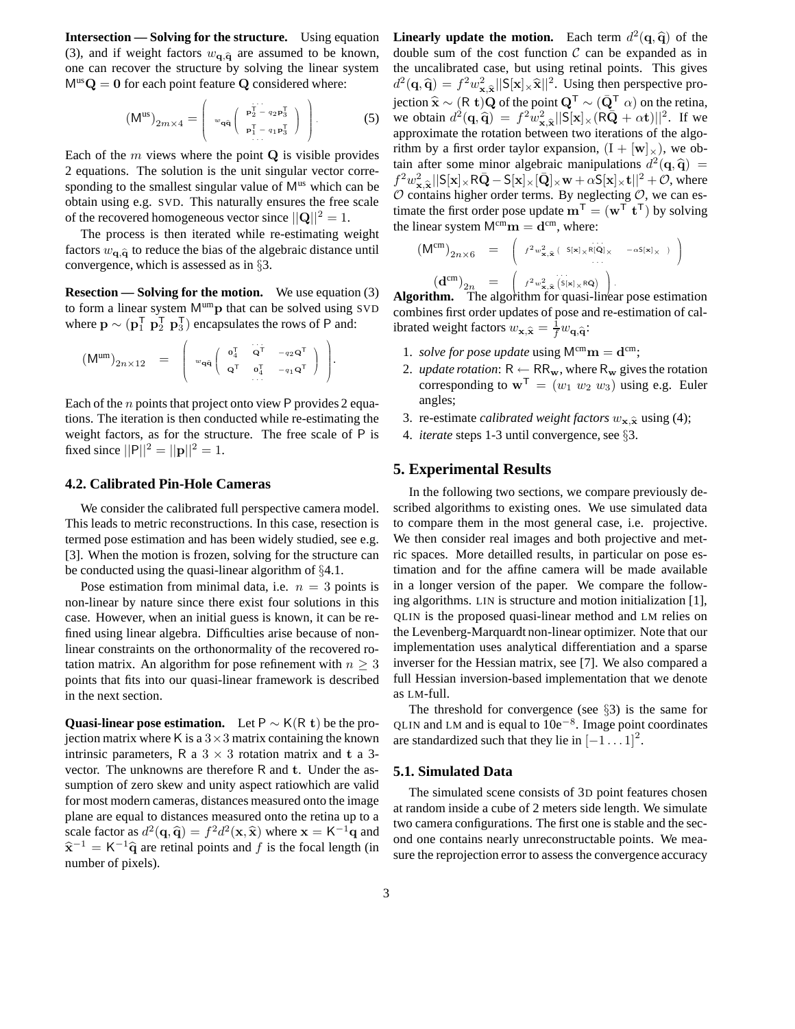**Intersection — Solving for the structure.** Using equation (3), and if weight factors $w_{\mathbf{q},\widehat{\mathbf{q}}}$ are assumed to be known, one can recover the structure by solving the linear system $\mathsf{M}^{\text{us}}\mathbf{Q} = \mathbf{0}$ for each point feature $\mathbf{Q}$ considered where:

$$(\mathsf{M}^{\text{us}})_{2m\times 4} = \begin{pmatrix} \vdots \\ w_{\mathbf{q}\widehat{\mathbf{q}}} \begin{pmatrix} \mathbf{p}_2^\mathsf{T} - q_2\mathbf{p}_3^\mathsf{T} \\ \mathbf{p}_1^\mathsf{T} - q_1\mathbf{p}_3^\mathsf{T} \end{pmatrix} \\ \vdots \end{pmatrix}. \tag{5}$$

Each of the $m$ views where the point $\mathbf{Q}$ is visible provides 2 equations. The solution is the unit singular vector corresponding to the smallest singular value of $\mathsf{M}^{\text{us}}$ which can be obtain using e.g. SVD. This naturally ensures the free scale of the recovered homogeneous vector since $||\mathbf{Q}||^2 = 1$.

The process is then iterated while re-estimating weight factors $w_{\mathbf{q},\widehat{\mathbf{q}}}$ to reduce the bias of the algebraic distance until convergence, which is assessed as in §3.

**Resection — Solving for the motion.** We use equation (3) to form a linear system $\mathsf{M}^{\text{um}}\mathbf{p}$ that can be solved using SVD where $\mathbf{p} \sim (\mathbf{p}_1^\mathsf{T}\ \mathbf{p}_2^\mathsf{T}\ \mathbf{p}_3^\mathsf{T})$ encapsulates the rows of $\mathsf{P}$ and:

$$(\mathsf{M}^{\text{um}})_{2n\times 12} = \begin{pmatrix} \vdots \\ w_{\mathbf{q}\widehat{\mathbf{q}}} \begin{pmatrix} \mathbf{0}_4^\mathsf{T} & \mathbf{Q}^\mathsf{T} & -q_2\mathbf{Q}^\mathsf{T} \\ \mathbf{Q}^\mathsf{T} & \mathbf{0}_4^\mathsf{T} & -q_1\mathbf{Q}^\mathsf{T} \end{pmatrix} \\ \vdots \end{pmatrix}.$$

Each of the $n$ points that project onto view $\mathsf{P}$ provides 2 equations. The iteration is then conducted while re-estimating the weight factors, as for the structure. The free scale of $\mathsf{P}$ is fixed since $||\mathsf{P}||^2 = ||\mathbf{p}||^2 = 1$.

### 4.2. Calibrated Pin-Hole Cameras

We consider the calibrated full perspective camera model. This leads to metric reconstructions. In this case, resection is termed pose estimation and has been widely studied, see e.g. [3]. When the motion is frozen, solving for the structure can be conducted using the quasi-linear algorithm of §4.1.

Pose estimation from minimal data, i.e. $n = 3$ points is non-linear by nature since there exist four solutions in this case. However, when an initial guess is known, it can be refined using linear algebra. Difficulties arise because of non-linear constraints on the orthonormality of the recovered rotation matrix. An algorithm for pose refinement with $n \geq 3$ points that fits into our quasi-linear framework is described in the next section.

**Quasi-linear pose estimation.** Let $\mathsf{P} \sim \mathsf{K}(\mathsf{R}\ \mathbf{t})$ be the projection matrix where $\mathsf{K}$ is a $3\times 3$ matrix containing the known intrinsic parameters, $\mathsf{R}$ a $3\times 3$ rotation matrix and $\mathbf{t}$ a 3-vector. The unknowns are therefore $\mathsf{R}$ and $\mathbf{t}$. Under the assumption of zero skew and unity aspect ratiowhich are valid for most modern cameras, distances measured onto the image plane are equal to distances measured onto the retina up to a scale factor as $d^2(\mathbf{q},\widehat{\mathbf{q}}) = f^2 d^2(\mathbf{x},\widehat{\mathbf{x}})$ where $\mathbf{x} = \mathsf{K}^{-1}\mathbf{q}$ and $\widehat{\mathbf{x}}^{-1} = \mathsf{K}^{-1}\widehat{\mathbf{q}}$ are retinal points and $f$ is the focal length (in number of pixels).

**Linearly update the motion.** Each term $d^2(\mathbf{q},\widehat{\mathbf{q}})$ of the double sum of the cost function $\mathcal{C}$ can be expanded as in the uncalibrated case, but using retinal points. This gives $d^2(\mathbf{q},\widehat{\mathbf{q}}) = f^2 w^2_{\mathbf{x},\widehat{\mathbf{x}}}||\mathsf{S}[\mathbf{x}]_\times\widehat{\mathbf{x}}||^2$. Using then perspective projection $\widehat{\mathbf{x}} \sim (\mathsf{R}\ \mathbf{t})\mathbf{Q}$ of the point $\mathbf{Q}^\mathsf{T} \sim (\bar{\mathbf{Q}}^\mathsf{T}\ \alpha)$ on the retina, we obtain $d^2(\mathbf{q},\widehat{\mathbf{q}}) = f^2 w^2_{\mathbf{x},\widehat{\mathbf{x}}}||\mathsf{S}[\mathbf{x}]_\times(\mathsf{R}\bar{\mathbf{Q}} + \alpha\mathbf{t})||^2$. If we approximate the rotation between two iterations of the algorithm by a first order taylor expansion, $(\mathsf{I} + [\mathbf{w}]_\times)$, we obtain after some minor algebraic manipulations $d^2(\mathbf{q},\widehat{\mathbf{q}}) = f^2 w^2_{\mathbf{x},\widehat{\mathbf{x}}}||\mathsf{S}[\mathbf{x}]_\times\mathsf{R}\bar{\mathbf{Q}} - \mathsf{S}[\mathbf{x}]_\times[\bar{\mathbf{Q}}]_\times\mathbf{w} + \alpha\mathsf{S}[\mathbf{x}]_\times\mathbf{t}||^2 + \mathcal{O}$, where $\mathcal{O}$ contains higher order terms. By neglecting $\mathcal{O}$, we can estimate the first order pose update $\mathbf{m}^\mathsf{T} = (\mathbf{w}^\mathsf{T}\ \mathbf{t}^\mathsf{T})$ by solving the linear system $\mathsf{M}^{\text{cm}}\mathbf{m} = \mathbf{d}^{\text{cm}}$, where:

$$(\mathsf{M}^{\text{cm}})_{2n\times 6} = \begin{pmatrix} \vdots \\ f^2 w^2_{\mathbf{x},\widehat{\mathbf{x}}} \begin{pmatrix} \mathsf{S}[\mathbf{x}]_\times\mathsf{R}[\bar{\mathbf{Q}}]_\times & -\alpha\mathsf{S}[\mathbf{x}]_\times \end{pmatrix} \\ \vdots \end{pmatrix}$$

$$(\mathbf{d}^{\text{cm}})_{2n} = \begin{pmatrix} \vdots \\ f^2 w^2_{\mathbf{x},\widehat{\mathbf{x}}} \left(\mathsf{S}[\mathbf{x}]_\times\mathsf{R}\bar{\mathbf{Q}}\right) \\ \vdots \end{pmatrix}.$$

**Algorithm.** The algorithm for quasi-linear pose estimation combines first order updates of pose and re-estimation of calibrated weight factors $w_{\mathbf{x},\widehat{\mathbf{x}}} = \frac{1}{f}w_{\mathbf{q},\widehat{\mathbf{q}}}$:

1. *solve for pose update* using $\mathsf{M}^{\text{cm}}\mathbf{m} = \mathbf{d}^{\text{cm}}$;
2. *update rotation*: $\mathsf{R} \leftarrow \mathsf{R}\mathsf{R}_\mathbf{w}$, where $\mathsf{R}_\mathbf{w}$ gives the rotation corresponding to $\mathbf{w}^\mathsf{T} = (w_1\ w_2\ w_3)$ using e.g. Euler angles;
3. re-estimate *calibrated weight factors* $w_{\mathbf{x},\widehat{\mathbf{x}}}$ using (4);
4. *iterate* steps 1-3 until convergence, see §3.

## 5. Experimental Results

In the following two sections, we compare previously described algorithms to existing ones. We use simulated data to compare them in the most general case, i.e. projective. We then consider real images and both projective and metric spaces. More detailled results, in particular on pose estimation and for the affine camera will be made available in a longer version of the paper. We compare the following algorithms. LIN is structure and motion initialization [1], QLIN is the proposed quasi-linear method and LM relies on the Levenberg-Marquardt non-linear optimizer. Note that our implementation uses analytical differentiation and a sparse inverser for the Hessian matrix, see [7]. We also compared a full Hessian inversion-based implementation that we denote as LM-full.

The threshold for convergence (see §3) is the same for QLIN and LM and is equal to $10e^{-8}$. Image point coordinates are standardized such that they lie in $[-1\ldots 1]^2$.

### 5.1. Simulated Data

The simulated scene consists of 3D point features chosen at random inside a cube of 2 meters side length. We simulate two camera configurations. The first one is stable and the second one contains nearly unreconstructable points. We measure the reprojection error to assess the convergence accuracy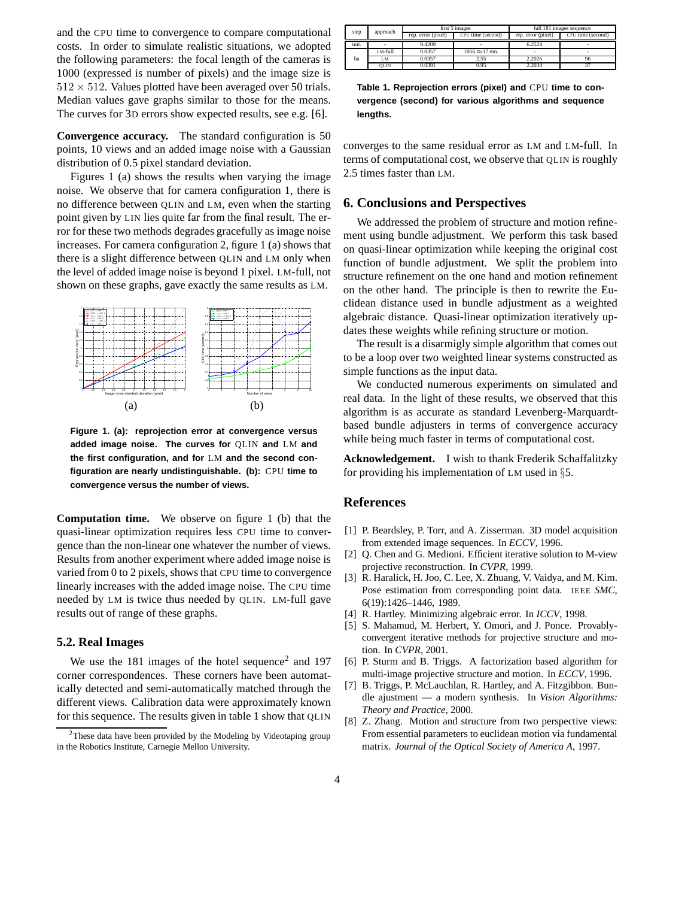and the CPU time to convergence to compare computational costs. In order to simulate realistic situations, we adopted the following parameters: the focal length of the cameras is 1000 (expressed is number of pixels) and the image size is $512 \times 512$. Values plotted have been averaged over 50 trials. Median values gave graphs similar to those for the means. The curves for 3D errors show expected results, see e.g. [6].

**Convergence accuracy.** The standard configuration is 50 points, 10 views and an added image noise with a Gaussian distribution of 0.5 pixel standard deviation.

Figures 1 (a) shows the results when varying the image noise. We observe that for camera configuration 1, there is no difference between QLIN and LM, even when the starting point given by LIN lies quite far from the final result. The error for these two methods degrades gracefully as image noise increases. For camera configuration 2, figure 1 (a) shows that there is a slight difference between QLIN and LM only when the level of added image noise is beyond 1 pixel. LM-full, not shown on these graphs, gave exactly the same results as LM.

Image noise standard deviation (pixel)

Reprojection error (pixel)

(a)

Number of views

CPU time (second)

(b)

**Figure 1. (a): reprojection error at convergence versus added image noise. The curves for** QLIN **and** LM **and the first configuration, and for** LM **and the second configuration are nearly undistinguishable. (b):** CPU **time to convergence versus the number of views.**

**Computation time.** We observe on figure 1 (b) that the quasi-linear optimization requires less CPU time to convergence than the non-linear one whatever the number of views. Results from another experiment where added image noise is varied from 0 to 2 pixels, shows that CPU time to convergence linearly increases with the added image noise. The CPU time needed by LM is twice thus needed by QLIN. LM-full gave results out of range of these graphs.

### 5.2. Real Images

We use the 181 images of the hotel sequence[2] and 197 corner correspondences. These corners have been automatically detected and semi-automatically matched through the different views. Calibration data were approximately known for this sequence. The results given in table 1 show that QLIN converges to the same residual error as LM and LM-full. In terms of computational cost, we observe that QLIN is roughly 2.5 times faster than LM.

[2] These data have been provided by the Modeling by Videotaping group in the Robotics Institute, Carnegie Mellon University.

| step | approach | first 5 images | | full 181 images sequence | |
|---|---|---|---|---|---|
| | | rep. error (pixel) | CPU time (second) | rep. error (pixel) | CPU time (second) |
| init. | - | 9.4209 | - | 6.2524 | - |
| ba | LM-full | 0.0357 | 1056 $\approx$ 17 mn. | - | - |
| | LM | 0.0357 | 2.55 | 2.2026 | 96 |
| | QLIN | 0.0391 | 0.95 | 2.2034 | 37 |

**Table 1. Reprojection errors (pixel) and** CPU **time to convergence (second) for various algorithms and sequence lengths.**

## 6. Conclusions and Perspectives

We addressed the problem of structure and motion refinement using bundle adjustment. We perform this task based on quasi-linear optimization while keeping the original cost function of bundle adjustment. We split the problem into structure refinement on the one hand and motion refinement on the other hand. The principle is then to rewrite the Euclidean distance used in bundle adjustment as a weighted algebraic distance. Quasi-linear optimization iteratively updates these weights while refining structure or motion.

The result is a disarmigly simple algorithm that comes out to be a loop over two weighted linear systems constructed as simple functions as the input data.

We conducted numerous experiments on simulated and real data. In the light of these results, we observed that this algorithm is as accurate as standard Levenberg-Marquardt-based bundle adjusters in terms of convergence accuracy while being much faster in terms of computational cost.

**Acknowledgement.** I wish to thank Frederik Schaffalitzky for providing his implementation of LM used in §5.

## References

[1] P. Beardsley, P. Torr, and A. Zisserman. 3D model acquisition from extended image sequences. In *ECCV*, 1996.

[2] Q. Chen and G. Medioni. Efficient iterative solution to M-view projective reconstruction. In *CVPR*, 1999.

[3] R. Haralick, H. Joo, C. Lee, X. Zhuang, V. Vaidya, and M. Kim. Pose estimation from corresponding point data. IEEE *SMC*, 6(19):1426–1446, 1989.

[4] R. Hartley. Minimizing algebraic error. In *ICCV*, 1998.

[5] S. Mahamud, M. Herbert, Y. Omori, and J. Ponce. Provably-convergent iterative methods for projective structure and motion. In *CVPR*, 2001.

[6] P. Sturm and B. Triggs. A factorization based algorithm for multi-image projective structure and motion. In *ECCV*, 1996.

[7] B. Triggs, P. McLauchlan, R. Hartley, and A. Fitzgibbon. Bundle ajustment — a modern synthesis. In *Vision Algorithms: Theory and Practice*, 2000.

[8] Z. Zhang. Motion and structure from two perspective views: From essential parameters to euclidean motion via fundamental matrix. *Journal of the Optical Society of America A*, 1997.